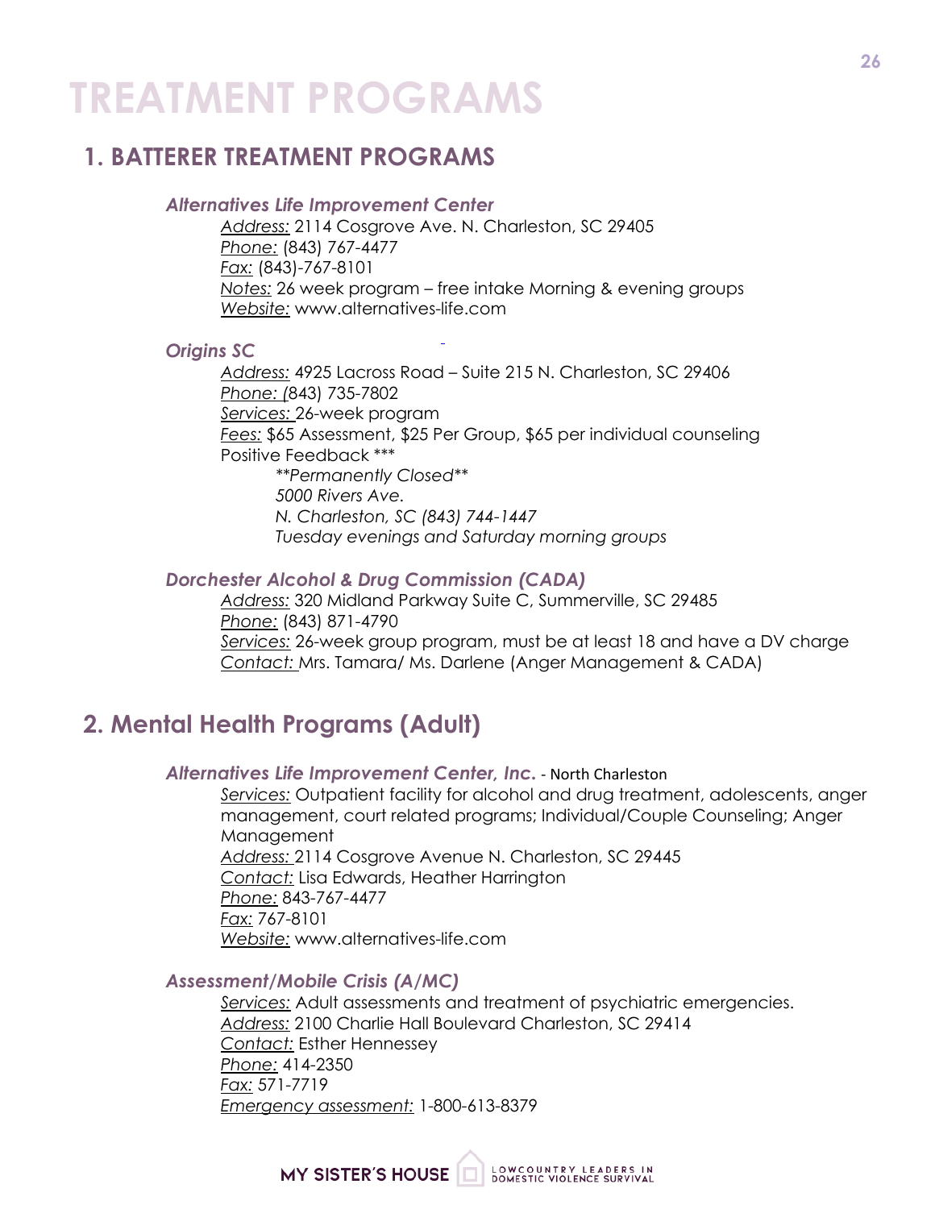# TREATMENT PROGRAMS

## 1. BATTERER TREATMENT PROGRAMS

### *Alternatives Life Improvement Center*

Address: 2114 Cosgrove Ave. N. Charleston, SC 29405
Phone: (843) 767-4477
Fax: (843)-767-8101
Notes: 26 week program – free intake Morning & evening groups
Website: www.alternatives-life.com

### *Origins SC*

Address: 4925 Lacross Road – Suite 215 N. Charleston, SC 29406
Phone: (843) 735-7802
Services: 26-week program
Fees: $65 Assessment, $25 Per Group, $65 per individual counseling
Positive Feedback ***

> *\*\*Permanently Closed\*\**
> *5000 Rivers Ave.*
> *N. Charleston, SC (843) 744-1447*
> *Tuesday evenings and Saturday morning groups*

### *Dorchester Alcohol & Drug Commission (CADA)*

Address: 320 Midland Parkway Suite C, Summerville, SC 29485
Phone: (843) 871-4790
Services: 26-week group program, must be at least 18 and have a DV charge
Contact: Mrs. Tamara/ Ms. Darlene (Anger Management & CADA)

## 2. Mental Health Programs (Adult)

### *Alternatives Life Improvement Center, Inc.* - North Charleston

Services: Outpatient facility for alcohol and drug treatment, adolescents, anger management, court related programs; Individual/Couple Counseling; Anger Management
Address: 2114 Cosgrove Avenue N. Charleston, SC 29445
Contact: Lisa Edwards, Heather Harrington
Phone: 843-767-4477
Fax: 767-8101
Website: www.alternatives-life.com

### *Assessment/Mobile Crisis (A/MC)*

Services: Adult assessments and treatment of psychiatric emergencies.
Address: 2100 Charlie Hall Boulevard Charleston, SC 29414
Contact: Esther Hennessey
Phone: 414-2350
Fax: 571-7719
Emergency assessment: 1-800-613-8379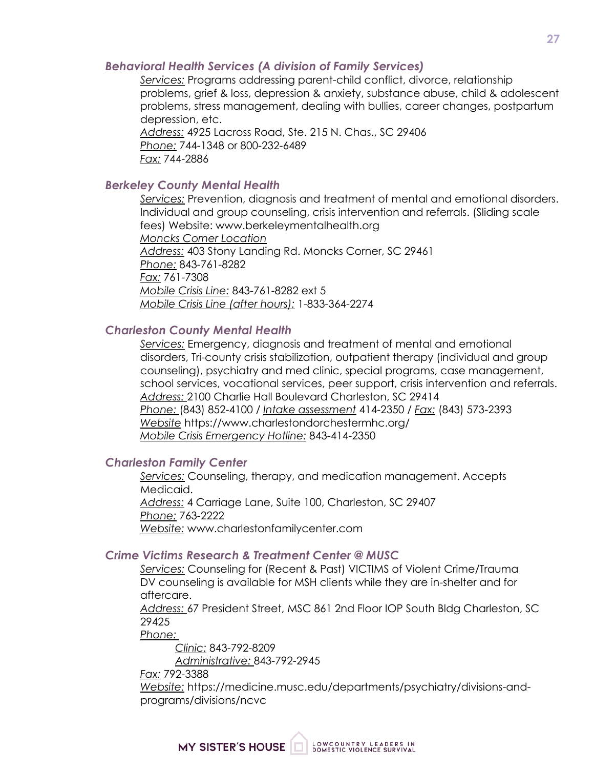### *Behavioral Health Services (A division of Family Services)*

*Services:* Programs addressing parent-child conflict, divorce, relationship problems, grief & loss, depression & anxiety, substance abuse, child & adolescent problems, stress management, dealing with bullies, career changes, postpartum depression, etc.
*Address:* 4925 Lacross Road, Ste. 215 N. Chas., SC 29406
*Phone:* 744-1348 or 800-232-6489
*Fax:* 744-2886

### *Berkeley County Mental Health*

*Services:* Prevention, diagnosis and treatment of mental and emotional disorders. Individual and group counseling, crisis intervention and referrals. (Sliding scale fees) Website: www.berkeleymentalhealth.org
*Moncks Corner Location*
*Address:* 403 Stony Landing Rd. Moncks Corner, SC 29461
*Phone:* 843-761-8282
*Fax:* 761-7308
*Mobile Crisis Line:* 843-761-8282 ext 5
*Mobile Crisis Line (after hours):* 1-833-364-2274

### *Charleston County Mental Health*

*Services:* Emergency, diagnosis and treatment of mental and emotional disorders, Tri-county crisis stabilization, outpatient therapy (individual and group counseling), psychiatry and med clinic, special programs, case management, school services, vocational services, peer support, crisis intervention and referrals.
*Address:* 2100 Charlie Hall Boulevard Charleston, SC 29414
*Phone:* (843) 852-4100 / *Intake assessment* 414-2350 / *Fax:* (843) 573-2393
*Website* https://www.charlestondorchestermhc.org/
*Mobile Crisis Emergency Hotline:* 843-414-2350

### *Charleston Family Center*

*Services:* Counseling, therapy, and medication management. Accepts Medicaid.
*Address:* 4 Carriage Lane, Suite 100, Charleston, SC 29407
*Phone:* 763-2222
*Website:* www.charlestonfamilycenter.com

### *Crime Victims Research & Treatment Center @ MUSC*

*Services:* Counseling for (Recent & Past) VICTIMS of Violent Crime/Trauma DV counseling is available for MSH clients while they are in-shelter and for aftercare.
*Address:* 67 President Street, MSC 861 2nd Floor IOP South Bldg Charleston, SC 29425
*Phone:*
*Clinic:* 843-792-8209
*Administrative:* 843-792-2945
*Fax:* 792-3388
*Website:* https://medicine.musc.edu/departments/psychiatry/divisions-and-programs/divisions/ncvc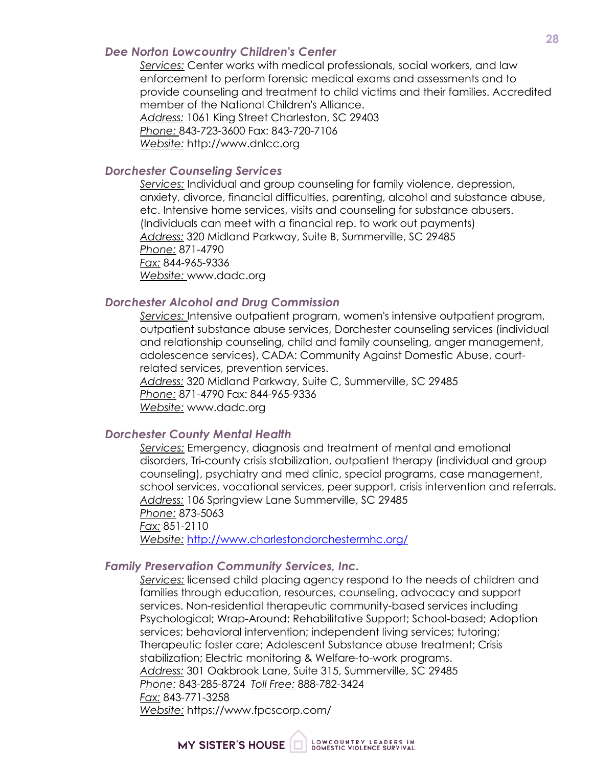### *Dee Norton Lowcountry Children's Center*

*Services:* Center works with medical professionals, social workers, and law enforcement to perform forensic medical exams and assessments and to provide counseling and treatment to child victims and their families. Accredited member of the National Children's Alliance.
*Address:* 1061 King Street Charleston, SC 29403
*Phone:* 843-723-3600 Fax: 843-720-7106
*Website:* http://www.dnlcc.org

### *Dorchester Counseling Services*

*Services:* Individual and group counseling for family violence, depression, anxiety, divorce, financial difficulties, parenting, alcohol and substance abuse, etc. Intensive home services, visits and counseling for substance abusers. (Individuals can meet with a financial rep. to work out payments)
*Address:* 320 Midland Parkway, Suite B, Summerville, SC 29485
*Phone:* 871-4790
*Fax:* 844-965-9336
*Website:* www.dadc.org

### *Dorchester Alcohol and Drug Commission*

*Services:* Intensive outpatient program, women's intensive outpatient program, outpatient substance abuse services, Dorchester counseling services (individual and relationship counseling, child and family counseling, anger management, adolescence services), CADA: Community Against Domestic Abuse, court-related services, prevention services.
*Address:* 320 Midland Parkway, Suite C, Summerville, SC 29485
*Phone:* 871-4790 Fax: 844-965-9336
*Website:* www.dadc.org

### *Dorchester County Mental Health*

*Services:* Emergency, diagnosis and treatment of mental and emotional disorders, Tri-county crisis stabilization, outpatient therapy (individual and group counseling), psychiatry and med clinic, special programs, case management, school services, vocational services, peer support, crisis intervention and referrals.
*Address:* 106 Springview Lane Summerville, SC 29485
*Phone:* 873-5063
*Fax:* 851-2110
*Website:* http://www.charlestondorchestermhc.org/

### *Family Preservation Community Services, Inc.*

*Services:* licensed child placing agency respond to the needs of children and families through education, resources, counseling, advocacy and support services. Non-residential therapeutic community-based services including Psychological; Wrap-Around; Rehabilitative Support; School-based; Adoption services; behavioral intervention; independent living services; tutoring; Therapeutic foster care; Adolescent Substance abuse treatment; Crisis stabilization; Electric monitoring & Welfare-to-work programs.
*Address:* 301 Oakbrook Lane, Suite 315, Summerville, SC 29485
*Phone:* 843-285-8724 *Toll Free:* 888-782-3424
*Fax:* 843-771-3258
*Website:* https://www.fpcscorp.com/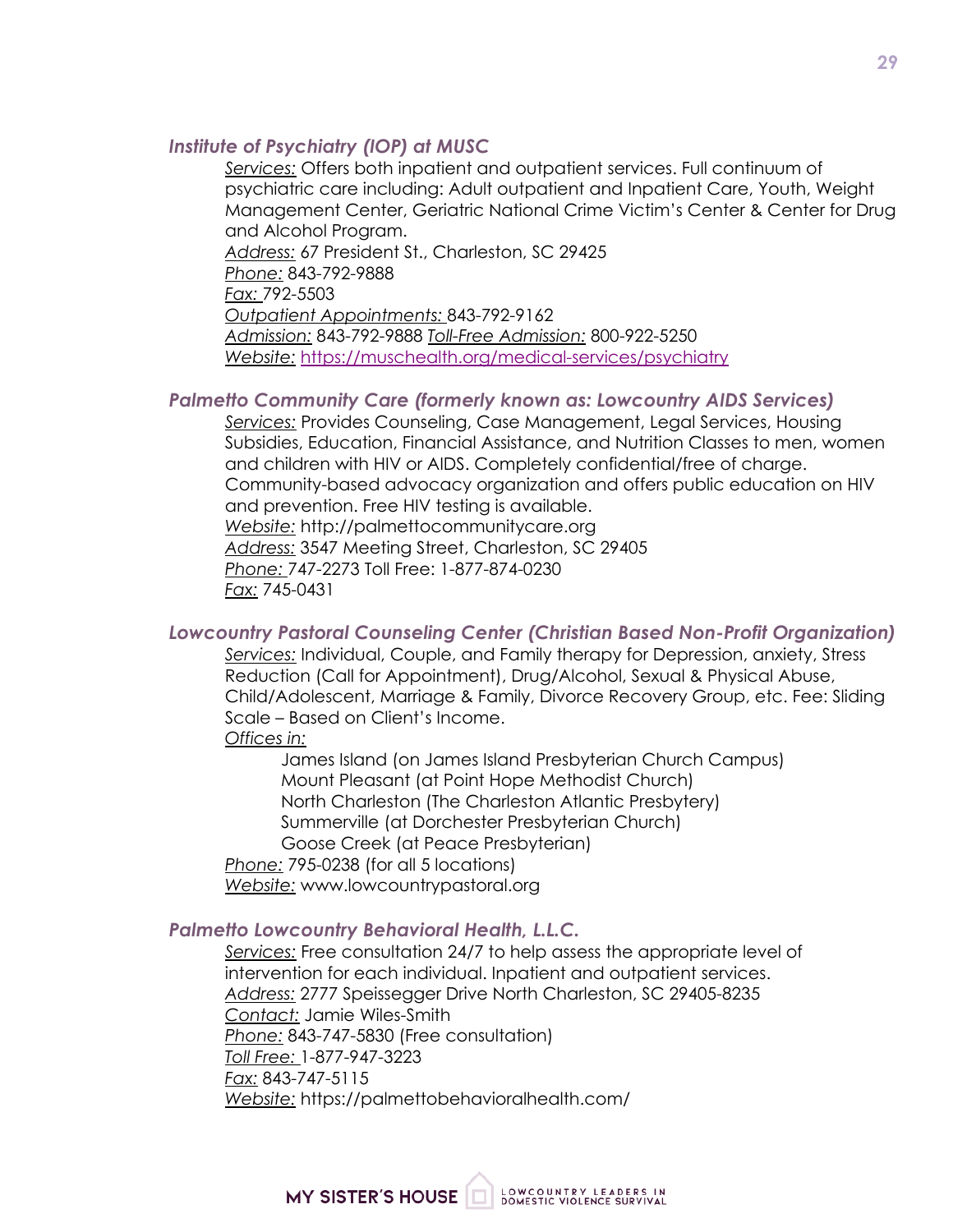### *Institute of Psychiatry (IOP) at MUSC*

*Services:* Offers both inpatient and outpatient services. Full continuum of psychiatric care including: Adult outpatient and Inpatient Care, Youth, Weight Management Center, Geriatric National Crime Victim's Center & Center for Drug and Alcohol Program.
*Address:* 67 President St., Charleston, SC 29425
*Phone:* 843-792-9888
*Fax:* 792-5503
*Outpatient Appointments:* 843-792-9162
*Admission:* 843-792-9888 *Toll-Free Admission:* 800-922-5250
*Website:* https://muschealth.org/medical-services/psychiatry

### *Palmetto Community Care (formerly known as: Lowcountry AIDS Services)*

*Services:* Provides Counseling, Case Management, Legal Services, Housing Subsidies, Education, Financial Assistance, and Nutrition Classes to men, women and children with HIV or AIDS. Completely confidential/free of charge. Community-based advocacy organization and offers public education on HIV and prevention. Free HIV testing is available.
*Website:* http://palmettocommunitycare.org
*Address:* 3547 Meeting Street, Charleston, SC 29405
*Phone:* 747-2273 Toll Free: 1-877-874-0230
*Fax:* 745-0431

### *Lowcountry Pastoral Counseling Center (Christian Based Non-Profit Organization)*

*Services:* Individual, Couple, and Family therapy for Depression, anxiety, Stress Reduction (Call for Appointment), Drug/Alcohol, Sexual & Physical Abuse, Child/Adolescent, Marriage & Family, Divorce Recovery Group, etc. Fee: Sliding Scale – Based on Client's Income.
*Offices in:*

- James Island (on James Island Presbyterian Church Campus)
- Mount Pleasant (at Point Hope Methodist Church)
- North Charleston (The Charleston Atlantic Presbytery)
- Summerville (at Dorchester Presbyterian Church)
- Goose Creek (at Peace Presbyterian)

*Phone:* 795-0238 (for all 5 locations)
*Website:* www.lowcountrypastoral.org

### *Palmetto Lowcountry Behavioral Health, L.L.C.*

*Services:* Free consultation 24/7 to help assess the appropriate level of intervention for each individual. Inpatient and outpatient services.
*Address:* 2777 Speissegger Drive North Charleston, SC 29405-8235
*Contact:* Jamie Wiles-Smith
*Phone:* 843-747-5830 (Free consultation)
*Toll Free:* 1-877-947-3223
*Fax:* 843-747-5115
*Website:* https://palmettobehavioralhealth.com/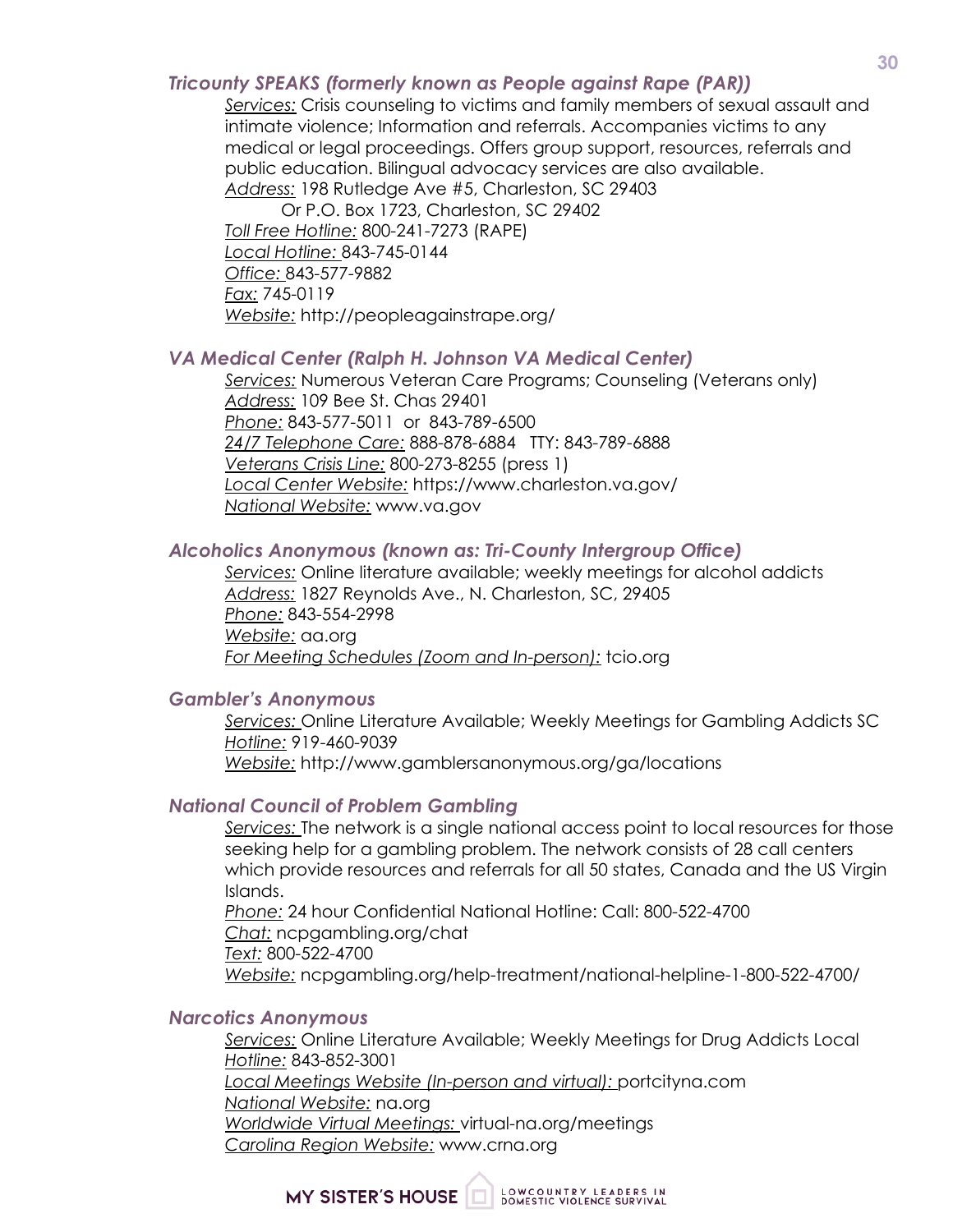### *Tricounty SPEAKS (formerly known as People against Rape (PAR))*

*Services:* Crisis counseling to victims and family members of sexual assault and intimate violence; Information and referrals. Accompanies victims to any medical or legal proceedings. Offers group support, resources, referrals and public education. Bilingual advocacy services are also available.
*Address:* 198 Rutledge Ave #5, Charleston, SC 29403
Or P.O. Box 1723, Charleston, SC 29402
*Toll Free Hotline:* 800-241-7273 (RAPE)
*Local Hotline:* 843-745-0144
*Office:* 843-577-9882
*Fax:* 745-0119
*Website:* http://peopleagainstrape.org/

### *VA Medical Center (Ralph H. Johnson VA Medical Center)*

*Services:* Numerous Veteran Care Programs; Counseling (Veterans only)
*Address:* 109 Bee St. Chas 29401
*Phone:* 843-577-5011 or 843-789-6500
*24/7 Telephone Care:* 888-878-6884 TTY: 843-789-6888
*Veterans Crisis Line:* 800-273-8255 (press 1)
*Local Center Website:* https://www.charleston.va.gov/
*National Website:* www.va.gov

### *Alcoholics Anonymous (known as: Tri-County Intergroup Office)*

*Services:* Online literature available; weekly meetings for alcohol addicts
*Address:* 1827 Reynolds Ave., N. Charleston, SC, 29405
*Phone:* 843-554-2998
*Website:* aa.org
*For Meeting Schedules (Zoom and In-person):* tcio.org

### *Gambler's Anonymous*

*Services:* Online Literature Available; Weekly Meetings for Gambling Addicts SC
*Hotline:* 919-460-9039
*Website:* http://www.gamblersanonymous.org/ga/locations

### *National Council of Problem Gambling*

*Services:* The network is a single national access point to local resources for those seeking help for a gambling problem. The network consists of 28 call centers which provide resources and referrals for all 50 states, Canada and the US Virgin Islands.
*Phone:* 24 hour Confidential National Hotline: Call: 800-522-4700
*Chat:* ncpgambling.org/chat
*Text:* 800-522-4700
*Website:* ncpgambling.org/help-treatment/national-helpline-1-800-522-4700/

### *Narcotics Anonymous*

*Services:* Online Literature Available; Weekly Meetings for Drug Addicts Local
*Hotline:* 843-852-3001
*Local Meetings Website (In-person and virtual):* portcityna.com
*National Website:* na.org
*Worldwide Virtual Meetings:* virtual-na.org/meetings
*Carolina Region Website:* www.crna.org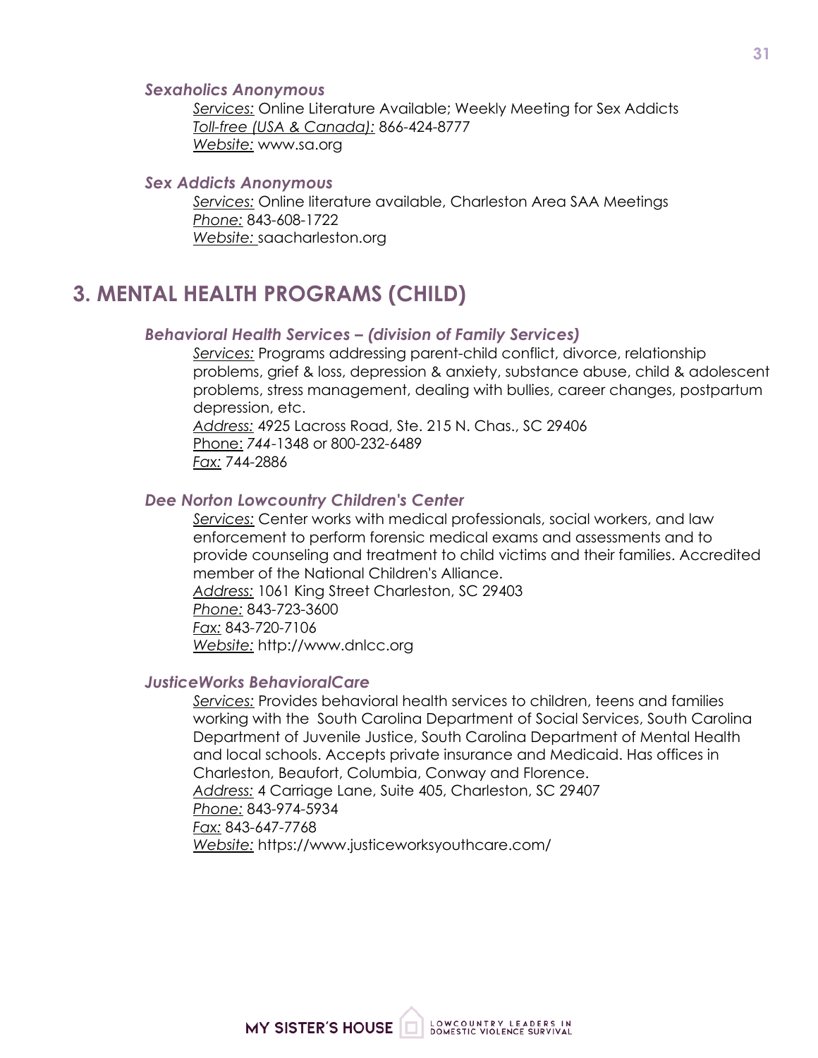### *Sexaholics Anonymous*

*Services:* Online Literature Available; Weekly Meeting for Sex Addicts
*Toll-free (USA & Canada):* 866-424-8777
*Website:* www.sa.org

### *Sex Addicts Anonymous*

*Services:* Online literature available, Charleston Area SAA Meetings
*Phone:* 843-608-1722
*Website:* saacharleston.org

## 3. MENTAL HEALTH PROGRAMS (CHILD)

### *Behavioral Health Services – (division of Family Services)*

*Services:* Programs addressing parent-child conflict, divorce, relationship problems, grief & loss, depression & anxiety, substance abuse, child & adolescent problems, stress management, dealing with bullies, career changes, postpartum depression, etc.
*Address:* 4925 Lacross Road, Ste. 215 N. Chas., SC 29406
Phone: *744*-1348 or 800-232-6489
*Fax:* 744-2886

### *Dee Norton Lowcountry Children's Center*

*Services:* Center works with medical professionals, social workers, and law enforcement to perform forensic medical exams and assessments and to provide counseling and treatment to child victims and their families. Accredited member of the National Children's Alliance.
*Address:* 1061 King Street Charleston, SC 29403
*Phone:* 843-723-3600
*Fax:* 843-720-7106
*Website:* http://www.dnlcc.org

### *JusticeWorks BehavioralCare*

*Services:* Provides behavioral health services to children, teens and families working with the South Carolina Department of Social Services, South Carolina Department of Juvenile Justice, South Carolina Department of Mental Health and local schools. Accepts private insurance and Medicaid. Has offices in Charleston, Beaufort, Columbia, Conway and Florence.
*Address:* 4 Carriage Lane, Suite 405, Charleston, SC 29407
*Phone:* 843-974-5934
*Fax:* 843-647-7768
*Website:* https://www.justiceworksyouthcare.com/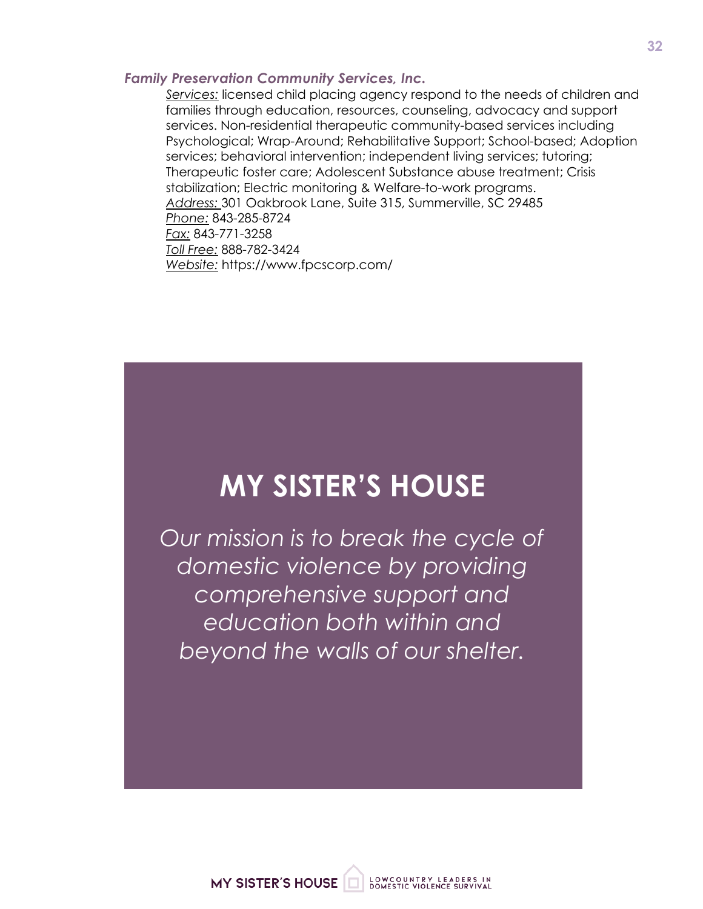***Family Preservation Community Services, Inc.***

*Services:* licensed child placing agency respond to the needs of children and families through education, resources, counseling, advocacy and support services. Non-residential therapeutic community-based services including Psychological; Wrap-Around; Rehabilitative Support; School-based; Adoption services; behavioral intervention; independent living services; tutoring; Therapeutic foster care; Adolescent Substance abuse treatment; Crisis stabilization; Electric monitoring & Welfare-to-work programs.
*Address:* 301 Oakbrook Lane, Suite 315, Summerville, SC 29485
*Phone:* 843-285-8724
*Fax:* 843-771-3258
*Toll Free:* 888-782-3424
*Website:* https://www.fpcscorp.com/

# MY SISTER'S HOUSE

*Our mission is to break the cycle of domestic violence by providing comprehensive support and education both within and beyond the walls of our shelter.*